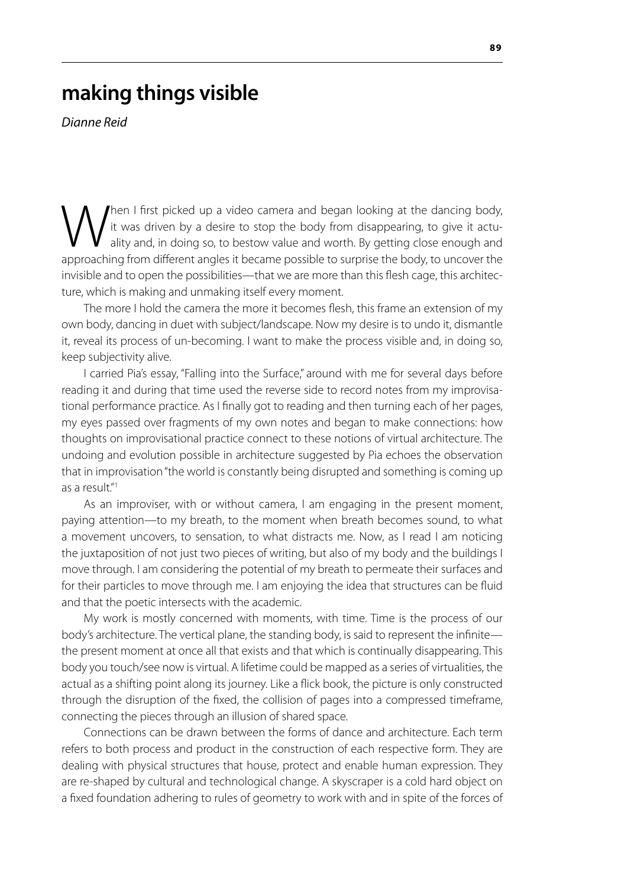# making things visible

*Dianne Reid*

When I first picked up a video camera and began looking at the dancing body, it was driven by a desire to stop the body from disappearing, to give it actuality and, in doing so, to bestow value and worth. By getting close enough and approaching from different angles it became possible to surprise the body, to uncover the invisible and to open the possibilities—that we are more than this flesh cage, this architecture, which is making and unmaking itself every moment.

The more I hold the camera the more it becomes flesh, this frame an extension of my own body, dancing in duet with subject/landscape. Now my desire is to undo it, dismantle it, reveal its process of un-becoming. I want to make the process visible and, in doing so, keep subjectivity alive.

I carried Pia's essay, "Falling into the Surface," around with me for several days before reading it and during that time used the reverse side to record notes from my improvisational performance practice. As I finally got to reading and then turning each of her pages, my eyes passed over fragments of my own notes and began to make connections: how thoughts on improvisational practice connect to these notions of virtual architecture. The undoing and evolution possible in architecture suggested by Pia echoes the observation that in improvisation "the world is constantly being disrupted and something is coming up as a result."[1]

As an improviser, with or without camera, I am engaging in the present moment, paying attention—to my breath, to the moment when breath becomes sound, to what a movement uncovers, to sensation, to what distracts me. Now, as I read I am noticing the juxtaposition of not just two pieces of writing, but also of my body and the buildings I move through. I am considering the potential of my breath to permeate their surfaces and for their particles to move through me. I am enjoying the idea that structures can be fluid and that the poetic intersects with the academic.

My work is mostly concerned with moments, with time. Time is the process of our body's architecture. The vertical plane, the standing body, is said to represent the infinite—the present moment at once all that exists and that which is continually disappearing. This body you touch/see now is virtual. A lifetime could be mapped as a series of virtualities, the actual as a shifting point along its journey. Like a flick book, the picture is only constructed through the disruption of the fixed, the collision of pages into a compressed timeframe, connecting the pieces through an illusion of shared space.

Connections can be drawn between the forms of dance and architecture. Each term refers to both process and product in the construction of each respective form. They are dealing with physical structures that house, protect and enable human expression. They are re-shaped by cultural and technological change. A skyscraper is a cold hard object on a fixed foundation adhering to rules of geometry to work with and in spite of the forces of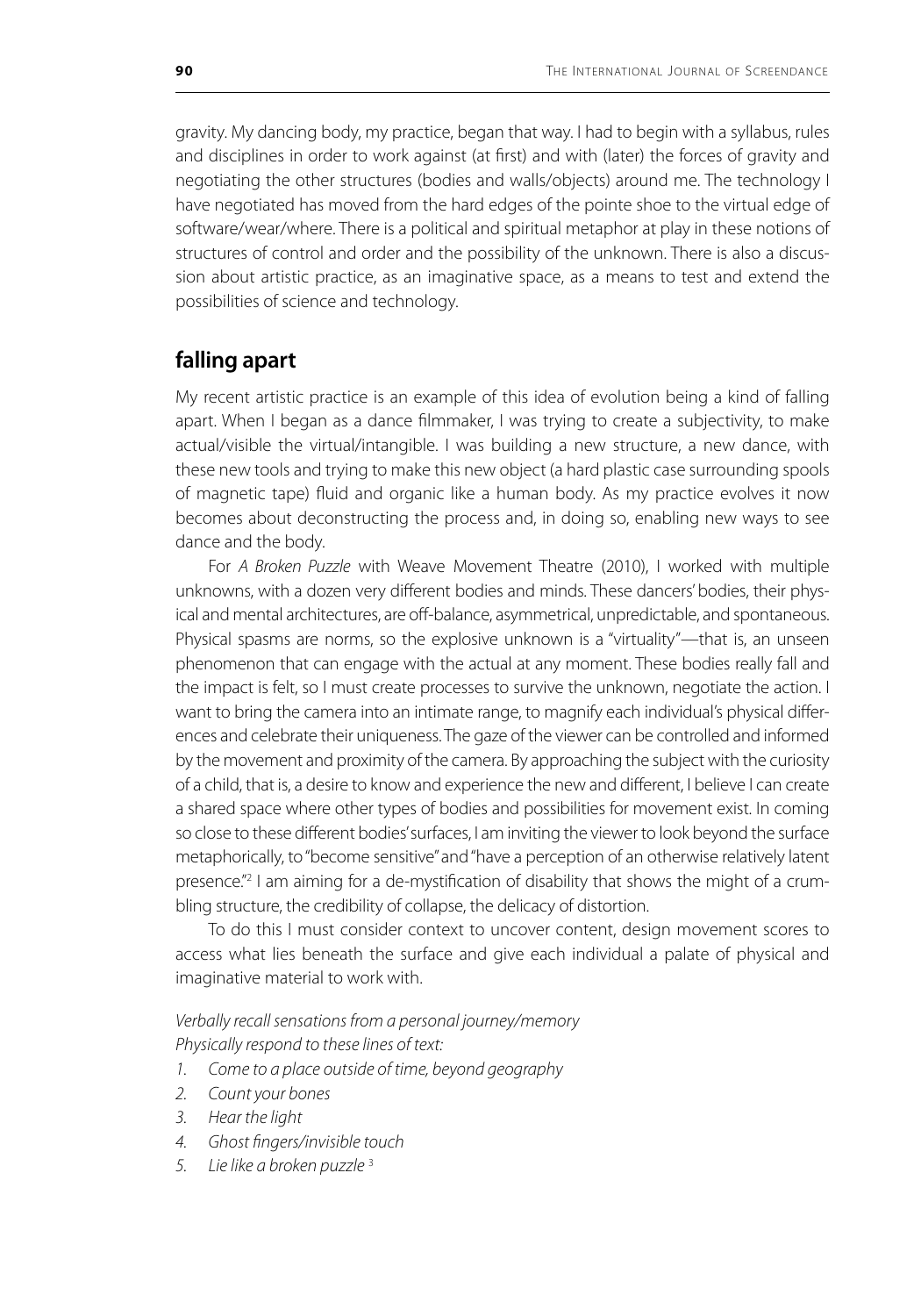gravity. My dancing body, my practice, began that way. I had to begin with a syllabus, rules and disciplines in order to work against (at first) and with (later) the forces of gravity and negotiating the other structures (bodies and walls/objects) around me. The technology I have negotiated has moved from the hard edges of the pointe shoe to the virtual edge of software/wear/where. There is a political and spiritual metaphor at play in these notions of structures of control and order and the possibility of the unknown. There is also a discussion about artistic practice, as an imaginative space, as a means to test and extend the possibilities of science and technology.

## falling apart

My recent artistic practice is an example of this idea of evolution being a kind of falling apart. When I began as a dance filmmaker, I was trying to create a subjectivity, to make actual/visible the virtual/intangible. I was building a new structure, a new dance, with these new tools and trying to make this new object (a hard plastic case surrounding spools of magnetic tape) fluid and organic like a human body. As my practice evolves it now becomes about deconstructing the process and, in doing so, enabling new ways to see dance and the body.

For *A Broken Puzzle* with Weave Movement Theatre (2010), I worked with multiple unknowns, with a dozen very different bodies and minds. These dancers' bodies, their physical and mental architectures, are off-balance, asymmetrical, unpredictable, and spontaneous. Physical spasms are norms, so the explosive unknown is a "virtuality"—that is, an unseen phenomenon that can engage with the actual at any moment. These bodies really fall and the impact is felt, so I must create processes to survive the unknown, negotiate the action. I want to bring the camera into an intimate range, to magnify each individual's physical differences and celebrate their uniqueness. The gaze of the viewer can be controlled and informed by the movement and proximity of the camera. By approaching the subject with the curiosity of a child, that is, a desire to know and experience the new and different, I believe I can create a shared space where other types of bodies and possibilities for movement exist. In coming so close to these different bodies' surfaces, I am inviting the viewer to look beyond the surface metaphorically, to "become sensitive" and "have a perception of an otherwise relatively latent presence."[2] I am aiming for a de-mystification of disability that shows the might of a crumbling structure, the credibility of collapse, the delicacy of distortion.

To do this I must consider context to uncover content, design movement scores to access what lies beneath the surface and give each individual a palate of physical and imaginative material to work with.

*Verbally recall sensations from a personal journey/memory*
*Physically respond to these lines of text:*

1. *Come to a place outside of time, beyond geography*
2. *Count your bones*
3. *Hear the light*
4. *Ghost fingers/invisible touch*
5. *Lie like a broken puzzle* [3]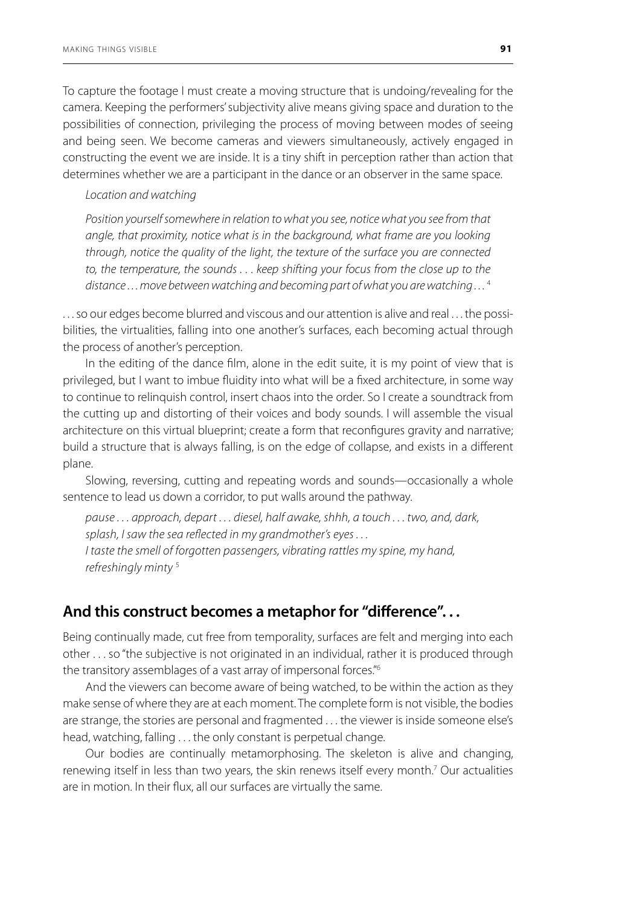To capture the footage I must create a moving structure that is undoing/revealing for the camera. Keeping the performers' subjectivity alive means giving space and duration to the possibilities of connection, privileging the process of moving between modes of seeing and being seen. We become cameras and viewers simultaneously, actively engaged in constructing the event we are inside. It is a tiny shift in perception rather than action that determines whether we are a participant in the dance or an observer in the same space.

> *Location and watching*
>
> *Position yourself somewhere in relation to what you see, notice what you see from that angle, that proximity, notice what is in the background, what frame are you looking through, notice the quality of the light, the texture of the surface you are connected to, the temperature, the sounds . . . keep shifting your focus from the close up to the distance . . . move between watching and becoming part of what you are watching . . .* [4]

. . . so our edges become blurred and viscous and our attention is alive and real . . . the possibilities, the virtualities, falling into one another's surfaces, each becoming actual through the process of another's perception.

In the editing of the dance film, alone in the edit suite, it is my point of view that is privileged, but I want to imbue fluidity into what will be a fixed architecture, in some way to continue to relinquish control, insert chaos into the order. So I create a soundtrack from the cutting up and distorting of their voices and body sounds. I will assemble the visual architecture on this virtual blueprint; create a form that reconfigures gravity and narrative; build a structure that is always falling, is on the edge of collapse, and exists in a different plane.

Slowing, reversing, cutting and repeating words and sounds—occasionally a whole sentence to lead us down a corridor, to put walls around the pathway.

> *pause . . . approach, depart . . . diesel, half awake, shhh, a touch . . . two, and, dark, splash, I saw the sea reflected in my grandmother's eyes . . .*
> *I taste the smell of forgotten passengers, vibrating rattles my spine, my hand, refreshingly minty* [5]

## And this construct becomes a metaphor for "difference". . .

Being continually made, cut free from temporality, surfaces are felt and merging into each other . . . so "the subjective is not originated in an individual, rather it is produced through the transitory assemblages of a vast array of impersonal forces."[6]

And the viewers can become aware of being watched, to be within the action as they make sense of where they are at each moment. The complete form is not visible, the bodies are strange, the stories are personal and fragmented . . . the viewer is inside someone else's head, watching, falling . . . the only constant is perpetual change.

Our bodies are continually metamorphosing. The skeleton is alive and changing, renewing itself in less than two years, the skin renews itself every month.[7] Our actualities are in motion. In their flux, all our surfaces are virtually the same.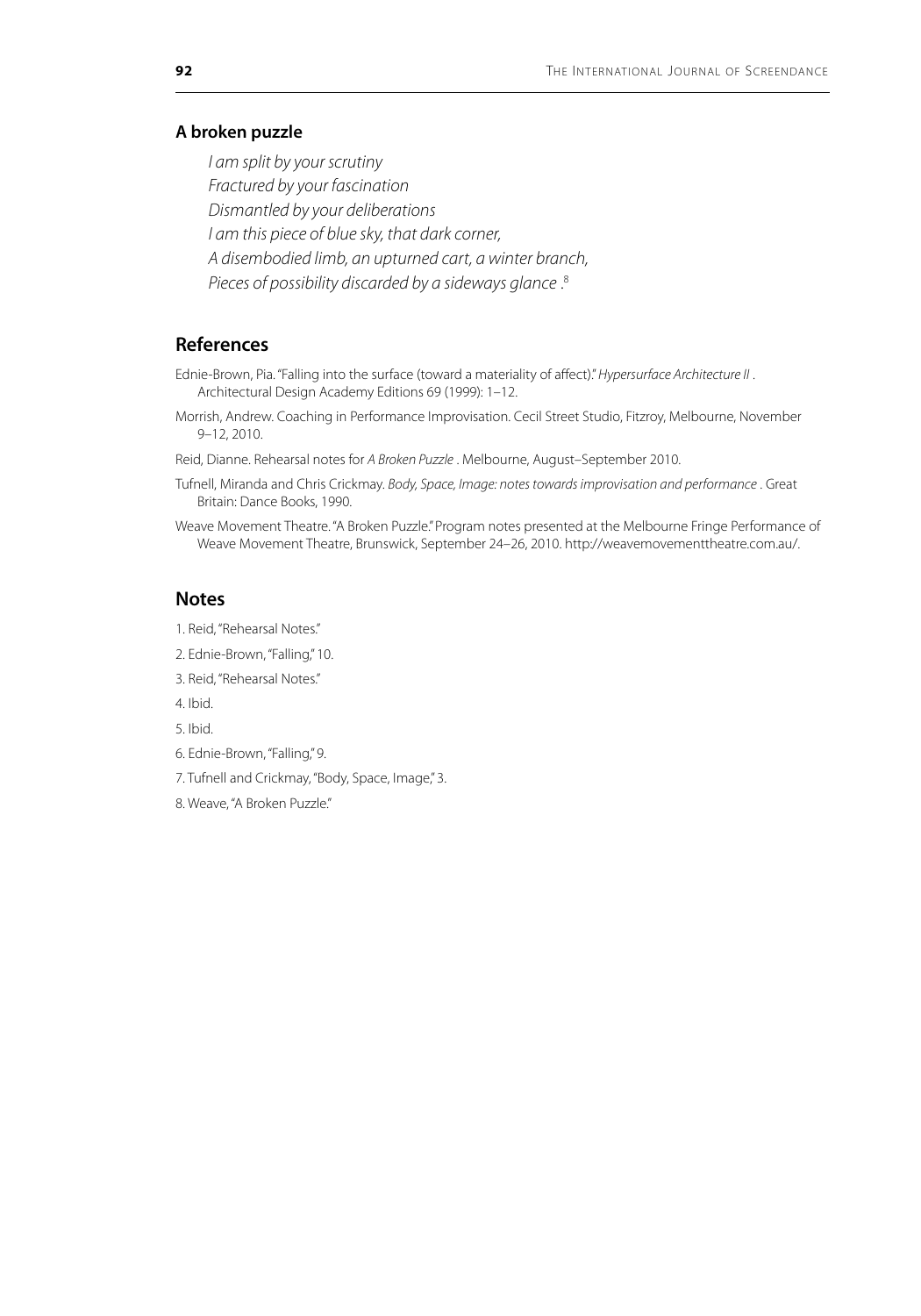### A broken puzzle

*I am split by your scrutiny*
*Fractured by your fascination*
*Dismantled by your deliberations*
*I am this piece of blue sky, that dark corner,*
*A disembodied limb, an upturned cart, a winter branch,*
*Pieces of possibility discarded by a sideways glance* .[8]

## References

Ednie-Brown, Pia. "Falling into the surface (toward a materiality of affect)." *Hypersurface Architecture II* . Architectural Design Academy Editions 69 (1999): 1–12.

Morrish, Andrew. Coaching in Performance Improvisation. Cecil Street Studio, Fitzroy, Melbourne, November 9–12, 2010.

Reid, Dianne. Rehearsal notes for *A Broken Puzzle* . Melbourne, August–September 2010.

Tufnell, Miranda and Chris Crickmay. *Body, Space, Image: notes towards improvisation and performance* . Great Britain: Dance Books, 1990.

Weave Movement Theatre. "A Broken Puzzle." Program notes presented at the Melbourne Fringe Performance of Weave Movement Theatre, Brunswick, September 24–26, 2010. http://weavemovementtheatre.com.au/.

## Notes

1. Reid, "Rehearsal Notes."
2. Ednie-Brown, "Falling," 10.
3. Reid, "Rehearsal Notes."
4. Ibid.
5. Ibid.
6. Ednie-Brown, "Falling," 9.
7. Tufnell and Crickmay, "Body, Space, Image," 3.
8. Weave, "A Broken Puzzle."